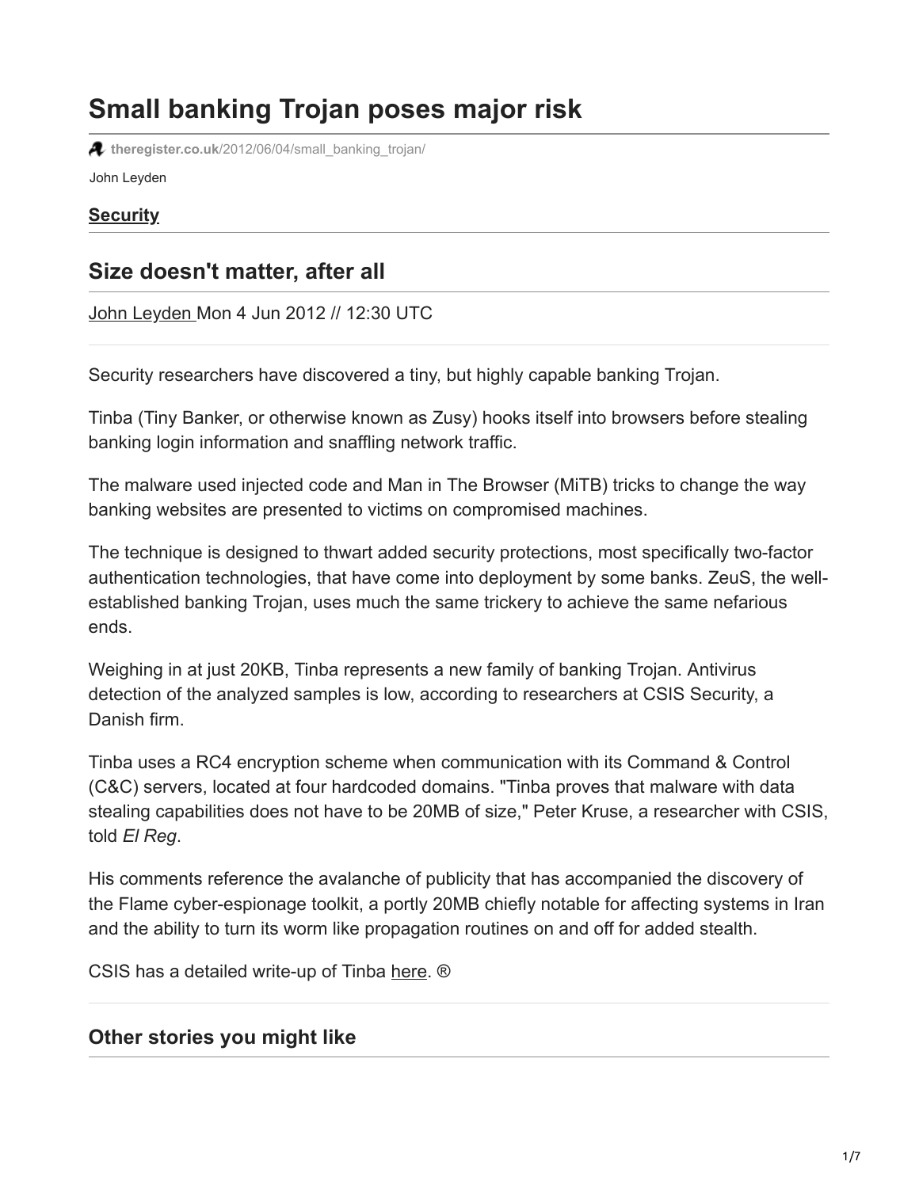# Small banking Trojan poses major risk

theregister.co.uk/2012/06/04/small_banking_trojan/

John Leyden

**Security**

## Size doesn't matter, after all

John Leyden Mon 4 Jun 2012 // 12:30 UTC

Security researchers have discovered a tiny, but highly capable banking Trojan.

Tinba (Tiny Banker, or otherwise known as Zusy) hooks itself into browsers before stealing banking login information and snaffling network traffic.

The malware used injected code and Man in The Browser (MiTB) tricks to change the way banking websites are presented to victims on compromised machines.

The technique is designed to thwart added security protections, most specifically two-factor authentication technologies, that have come into deployment by some banks. ZeuS, the well-established banking Trojan, uses much the same trickery to achieve the same nefarious ends.

Weighing in at just 20KB, Tinba represents a new family of banking Trojan. Antivirus detection of the analyzed samples is low, according to researchers at CSIS Security, a Danish firm.

Tinba uses a RC4 encryption scheme when communication with its Command & Control (C&C) servers, located at four hardcoded domains. "Tinba proves that malware with data stealing capabilities does not have to be 20MB of size," Peter Kruse, a researcher with CSIS, told *El Reg*.

His comments reference the avalanche of publicity that has accompanied the discovery of the Flame cyber-espionage toolkit, a portly 20MB chiefly notable for affecting systems in Iran and the ability to turn its worm like propagation routines on and off for added stealth.

CSIS has a detailed write-up of Tinba here. ®

## Other stories you might like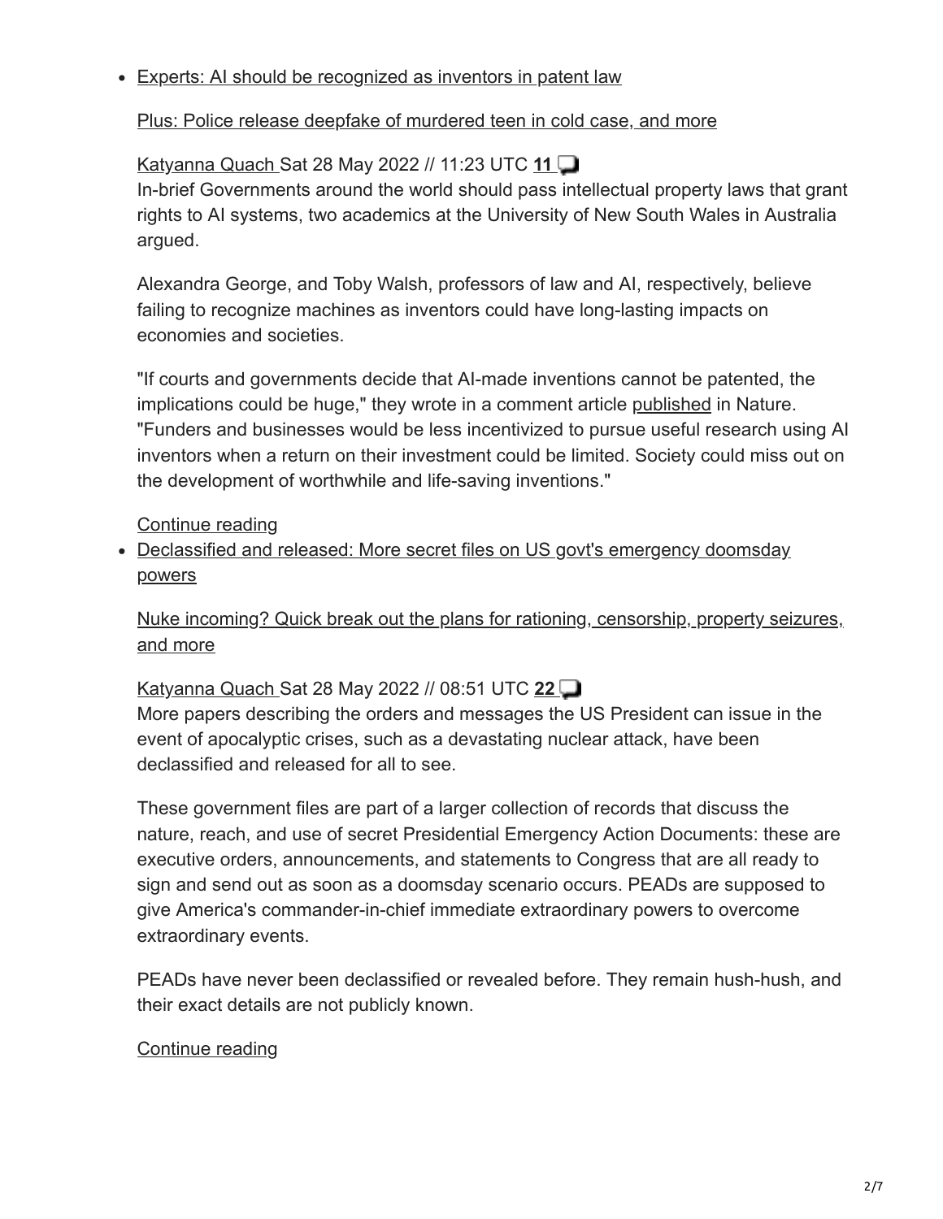- Experts: AI should be recognized as inventors in patent law

  Plus: Police release deepfake of murdered teen in cold case, and more

  Katyanna Quach Sat 28 May 2022 // 11:23 UTC **11**

  In-brief Governments around the world should pass intellectual property laws that grant rights to AI systems, two academics at the University of New South Wales in Australia argued.

  Alexandra George, and Toby Walsh, professors of law and AI, respectively, believe failing to recognize machines as inventors could have long-lasting impacts on economies and societies.

  "If courts and governments decide that AI-made inventions cannot be patented, the implications could be huge," they wrote in a comment article published in Nature. "Funders and businesses would be less incentivized to pursue useful research using AI inventors when a return on their investment could be limited. Society could miss out on the development of worthwhile and life-saving inventions."

  Continue reading

- Declassified and released: More secret files on US govt's emergency doomsday powers

  Nuke incoming? Quick break out the plans for rationing, censorship, property seizures, and more

  Katyanna Quach Sat 28 May 2022 // 08:51 UTC **22**

  More papers describing the orders and messages the US President can issue in the event of apocalyptic crises, such as a devastating nuclear attack, have been declassified and released for all to see.

  These government files are part of a larger collection of records that discuss the nature, reach, and use of secret Presidential Emergency Action Documents: these are executive orders, announcements, and statements to Congress that are all ready to sign and send out as soon as a doomsday scenario occurs. PEADs are supposed to give America's commander-in-chief immediate extraordinary powers to overcome extraordinary events.

  PEADs have never been declassified or revealed before. They remain hush-hush, and their exact details are not publicly known.

  Continue reading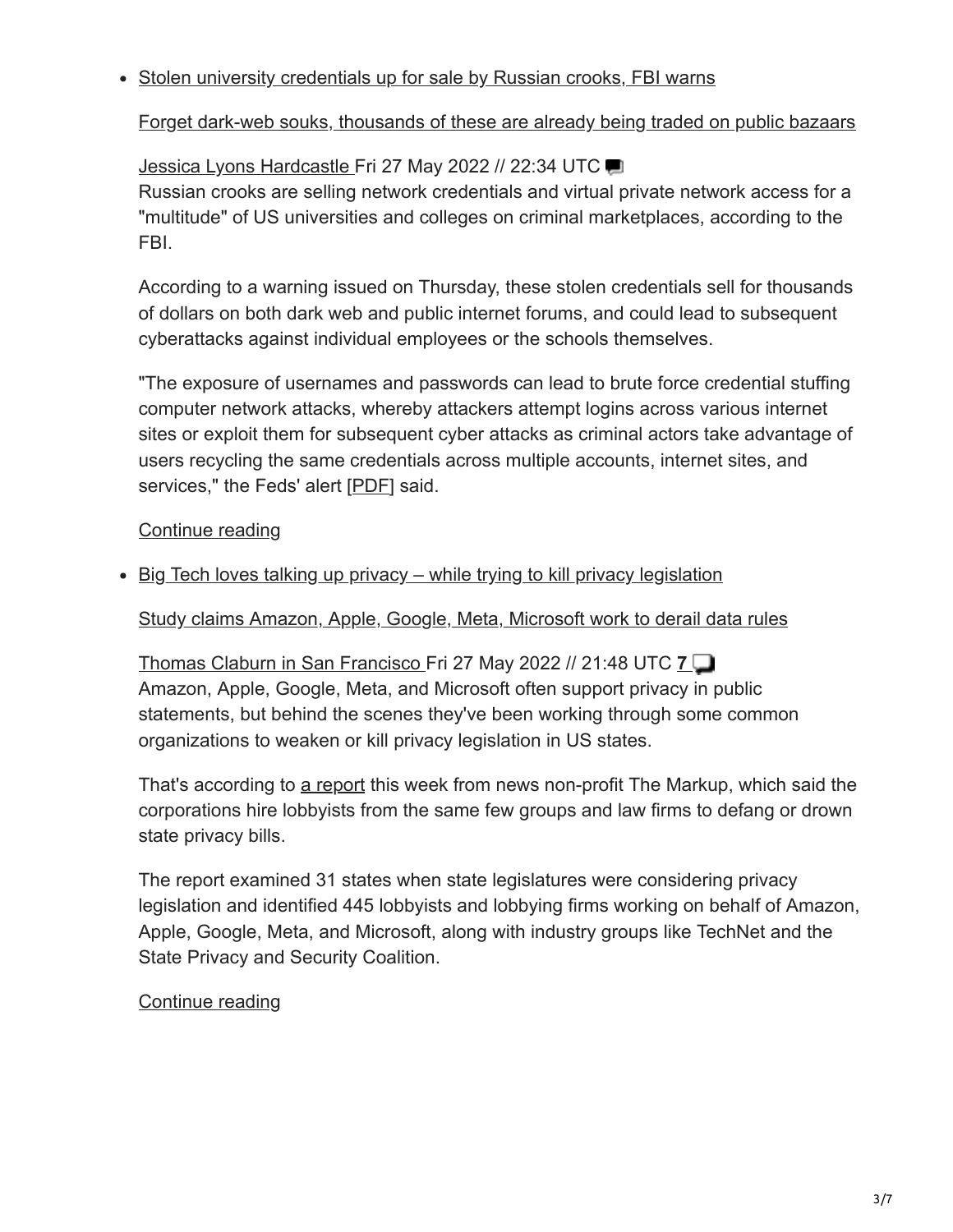- Stolen university credentials up for sale by Russian crooks, FBI warns

  Forget dark-web souks, thousands of these are already being traded on public bazaars

  Jessica Lyons Hardcastle Fri 27 May 2022 // 22:34 UTC

  Russian crooks are selling network credentials and virtual private network access for a "multitude" of US universities and colleges on criminal marketplaces, according to the FBI.

  According to a warning issued on Thursday, these stolen credentials sell for thousands of dollars on both dark web and public internet forums, and could lead to subsequent cyberattacks against individual employees or the schools themselves.

  "The exposure of usernames and passwords can lead to brute force credential stuffing computer network attacks, whereby attackers attempt logins across various internet sites or exploit them for subsequent cyber attacks as criminal actors take advantage of users recycling the same credentials across multiple accounts, internet sites, and services," the Feds' alert [PDF] said.

  Continue reading

- Big Tech loves talking up privacy – while trying to kill privacy legislation

  Study claims Amazon, Apple, Google, Meta, Microsoft work to derail data rules

  Thomas Claburn in San Francisco Fri 27 May 2022 // 21:48 UTC **7**

  Amazon, Apple, Google, Meta, and Microsoft often support privacy in public statements, but behind the scenes they've been working through some common organizations to weaken or kill privacy legislation in US states.

  That's according to a report this week from news non-profit The Markup, which said the corporations hire lobbyists from the same few groups and law firms to defang or drown state privacy bills.

  The report examined 31 states when state legislatures were considering privacy legislation and identified 445 lobbyists and lobbying firms working on behalf of Amazon, Apple, Google, Meta, and Microsoft, along with industry groups like TechNet and the State Privacy and Security Coalition.

  Continue reading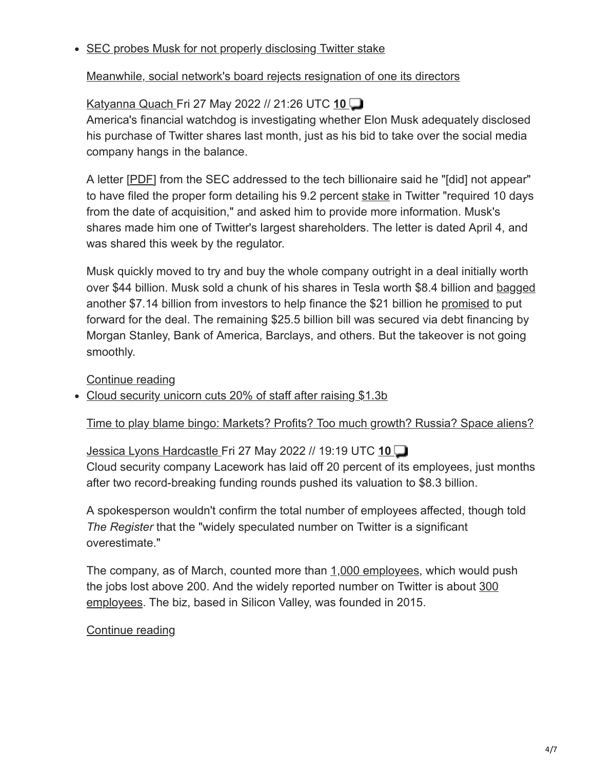- SEC probes Musk for not properly disclosing Twitter stake

  Meanwhile, social network's board rejects resignation of one its directors

  Katyanna Quach Fri 27 May 2022 // 21:26 UTC **10**
  America's financial watchdog is investigating whether Elon Musk adequately disclosed his purchase of Twitter shares last month, just as his bid to take over the social media company hangs in the balance.

  A letter [PDF] from the SEC addressed to the tech billionaire said he "[did] not appear" to have filed the proper form detailing his 9.2 percent stake in Twitter "required 10 days from the date of acquisition," and asked him to provide more information. Musk's shares made him one of Twitter's largest shareholders. The letter is dated April 4, and was shared this week by the regulator.

  Musk quickly moved to try and buy the whole company outright in a deal initially worth over $44 billion. Musk sold a chunk of his shares in Tesla worth $8.4 billion and bagged another $7.14 billion from investors to help finance the $21 billion he promised to put forward for the deal. The remaining $25.5 billion bill was secured via debt financing by Morgan Stanley, Bank of America, Barclays, and others. But the takeover is not going smoothly.

  Continue reading

- Cloud security unicorn cuts 20% of staff after raising $1.3b

  Time to play blame bingo: Markets? Profits? Too much growth? Russia? Space aliens?

  Jessica Lyons Hardcastle Fri 27 May 2022 // 19:19 UTC **10**
  Cloud security company Lacework has laid off 20 percent of its employees, just months after two record-breaking funding rounds pushed its valuation to $8.3 billion.

  A spokesperson wouldn't confirm the total number of employees affected, though told *The Register* that the "widely speculated number on Twitter is a significant overestimate."

  The company, as of March, counted more than 1,000 employees, which would push the jobs lost above 200. And the widely reported number on Twitter is about 300 employees. The biz, based in Silicon Valley, was founded in 2015.

  Continue reading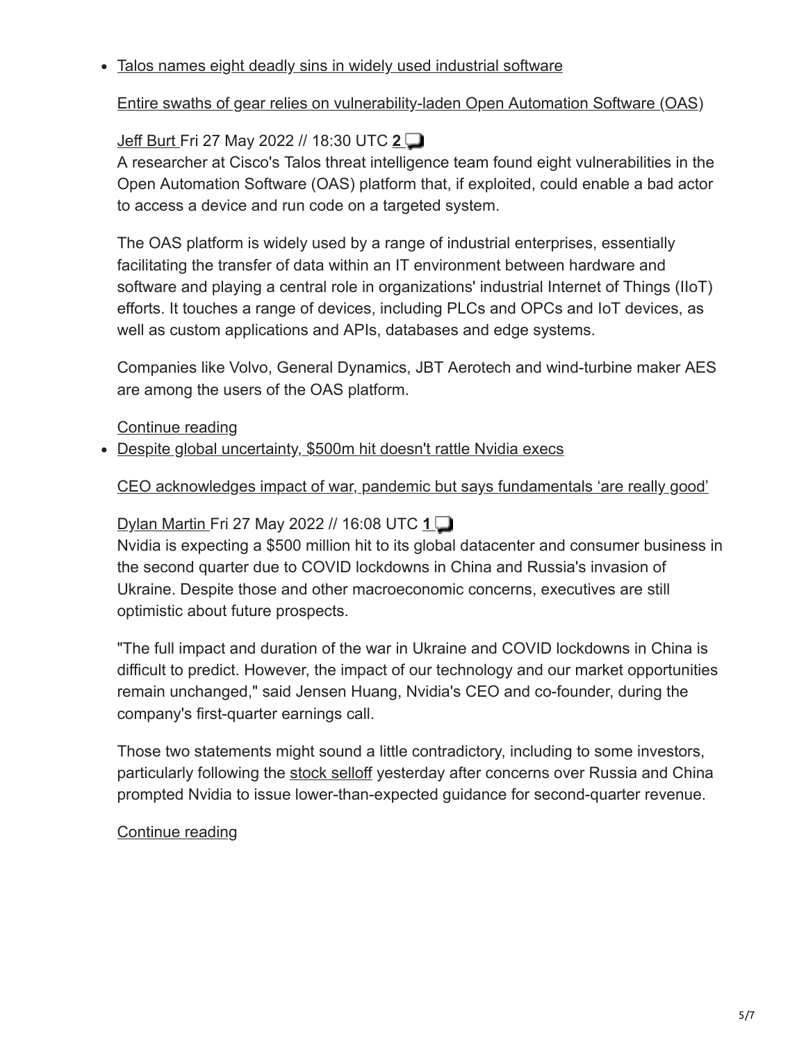- Talos names eight deadly sins in widely used industrial software

  Entire swaths of gear relies on vulnerability-laden Open Automation Software (OAS)

  Jeff Burt Fri 27 May 2022 // 18:30 UTC **2**

  A researcher at Cisco's Talos threat intelligence team found eight vulnerabilities in the Open Automation Software (OAS) platform that, if exploited, could enable a bad actor to access a device and run code on a targeted system.

  The OAS platform is widely used by a range of industrial enterprises, essentially facilitating the transfer of data within an IT environment between hardware and software and playing a central role in organizations' industrial Internet of Things (IIoT) efforts. It touches a range of devices, including PLCs and OPCs and IoT devices, as well as custom applications and APIs, databases and edge systems.

  Companies like Volvo, General Dynamics, JBT Aerotech and wind-turbine maker AES are among the users of the OAS platform.

  Continue reading

- Despite global uncertainty, $500m hit doesn't rattle Nvidia execs

  CEO acknowledges impact of war, pandemic but says fundamentals 'are really good'

  Dylan Martin Fri 27 May 2022 // 16:08 UTC **1**

  Nvidia is expecting a $500 million hit to its global datacenter and consumer business in the second quarter due to COVID lockdowns in China and Russia's invasion of Ukraine. Despite those and other macroeconomic concerns, executives are still optimistic about future prospects.

  "The full impact and duration of the war in Ukraine and COVID lockdowns in China is difficult to predict. However, the impact of our technology and our market opportunities remain unchanged," said Jensen Huang, Nvidia's CEO and co-founder, during the company's first-quarter earnings call.

  Those two statements might sound a little contradictory, including to some investors, particularly following the stock selloff yesterday after concerns over Russia and China prompted Nvidia to issue lower-than-expected guidance for second-quarter revenue.

  Continue reading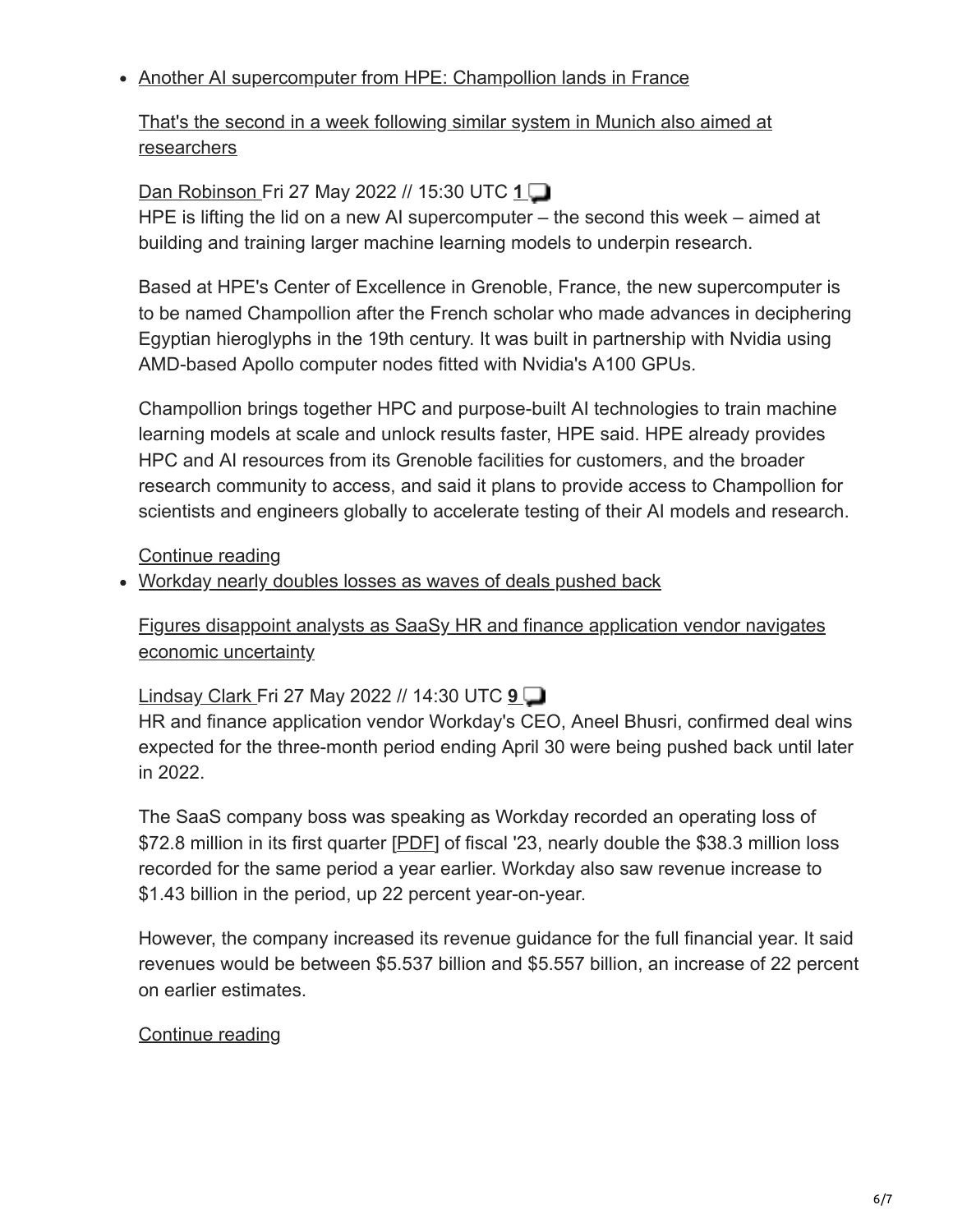- Another AI supercomputer from HPE: Champollion lands in France

  That's the second in a week following similar system in Munich also aimed at researchers

  Dan Robinson Fri 27 May 2022 // 15:30 UTC **1**
  HPE is lifting the lid on a new AI supercomputer – the second this week – aimed at building and training larger machine learning models to underpin research.

  Based at HPE's Center of Excellence in Grenoble, France, the new supercomputer is to be named Champollion after the French scholar who made advances in deciphering Egyptian hieroglyphs in the 19th century. It was built in partnership with Nvidia using AMD-based Apollo computer nodes fitted with Nvidia's A100 GPUs.

  Champollion brings together HPC and purpose-built AI technologies to train machine learning models at scale and unlock results faster, HPE said. HPE already provides HPC and AI resources from its Grenoble facilities for customers, and the broader research community to access, and said it plans to provide access to Champollion for scientists and engineers globally to accelerate testing of their AI models and research.

  Continue reading

- Workday nearly doubles losses as waves of deals pushed back

  Figures disappoint analysts as SaaSy HR and finance application vendor navigates economic uncertainty

  Lindsay Clark Fri 27 May 2022 // 14:30 UTC **9**
  HR and finance application vendor Workday's CEO, Aneel Bhusri, confirmed deal wins expected for the three-month period ending April 30 were being pushed back until later in 2022.

  The SaaS company boss was speaking as Workday recorded an operating loss of $72.8 million in its first quarter [PDF] of fiscal '23, nearly double the $38.3 million loss recorded for the same period a year earlier. Workday also saw revenue increase to $1.43 billion in the period, up 22 percent year-on-year.

  However, the company increased its revenue guidance for the full financial year. It said revenues would be between $5.537 billion and $5.557 billion, an increase of 22 percent on earlier estimates.

  Continue reading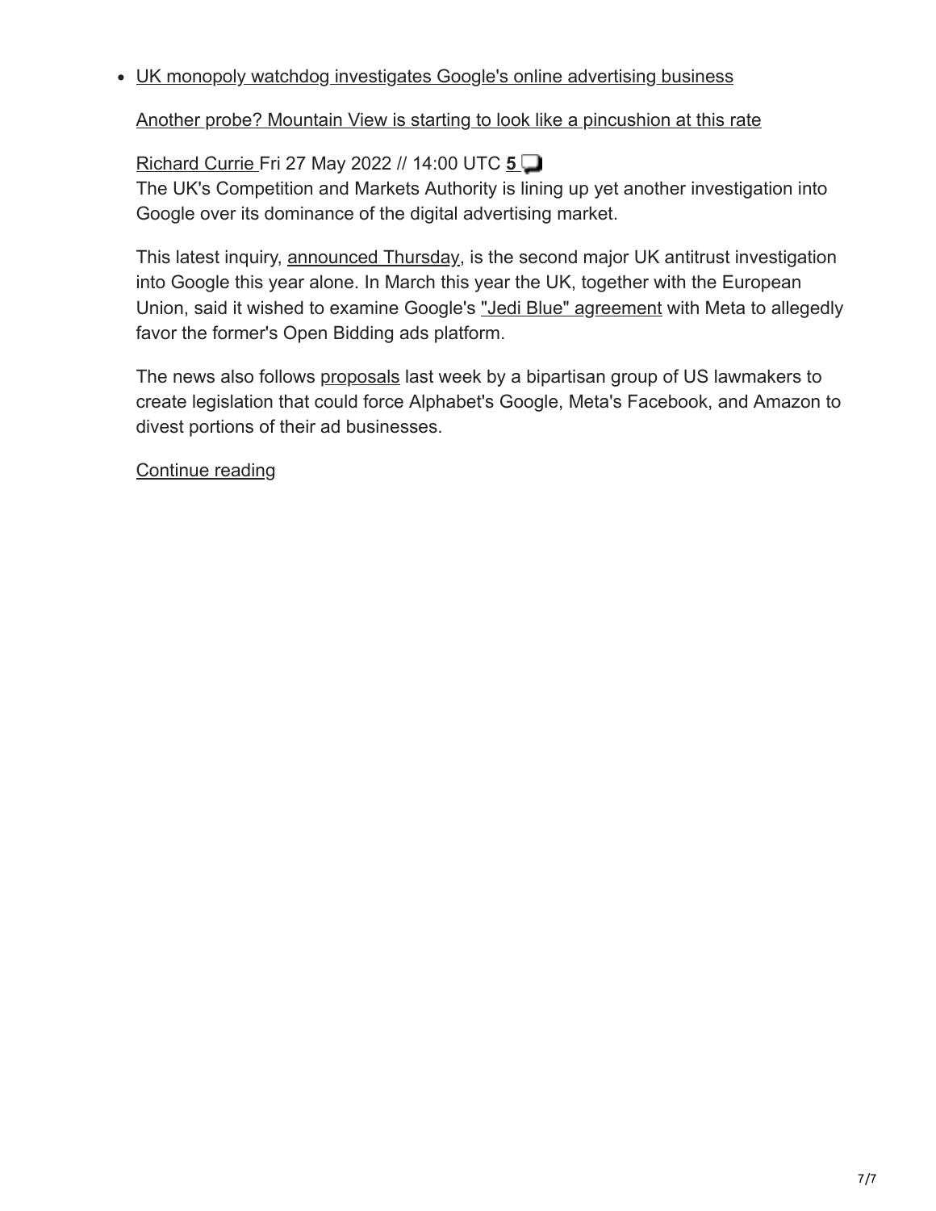- UK monopoly watchdog investigates Google's online advertising business

  Another probe? Mountain View is starting to look like a pincushion at this rate

  Richard Currie Fri 27 May 2022 // 14:00 UTC **5**

  The UK's Competition and Markets Authority is lining up yet another investigation into Google over its dominance of the digital advertising market.

  This latest inquiry, announced Thursday, is the second major UK antitrust investigation into Google this year alone. In March this year the UK, together with the European Union, said it wished to examine Google's "Jedi Blue" agreement with Meta to allegedly favor the former's Open Bidding ads platform.

  The news also follows proposals last week by a bipartisan group of US lawmakers to create legislation that could force Alphabet's Google, Meta's Facebook, and Amazon to divest portions of their ad businesses.

  Continue reading